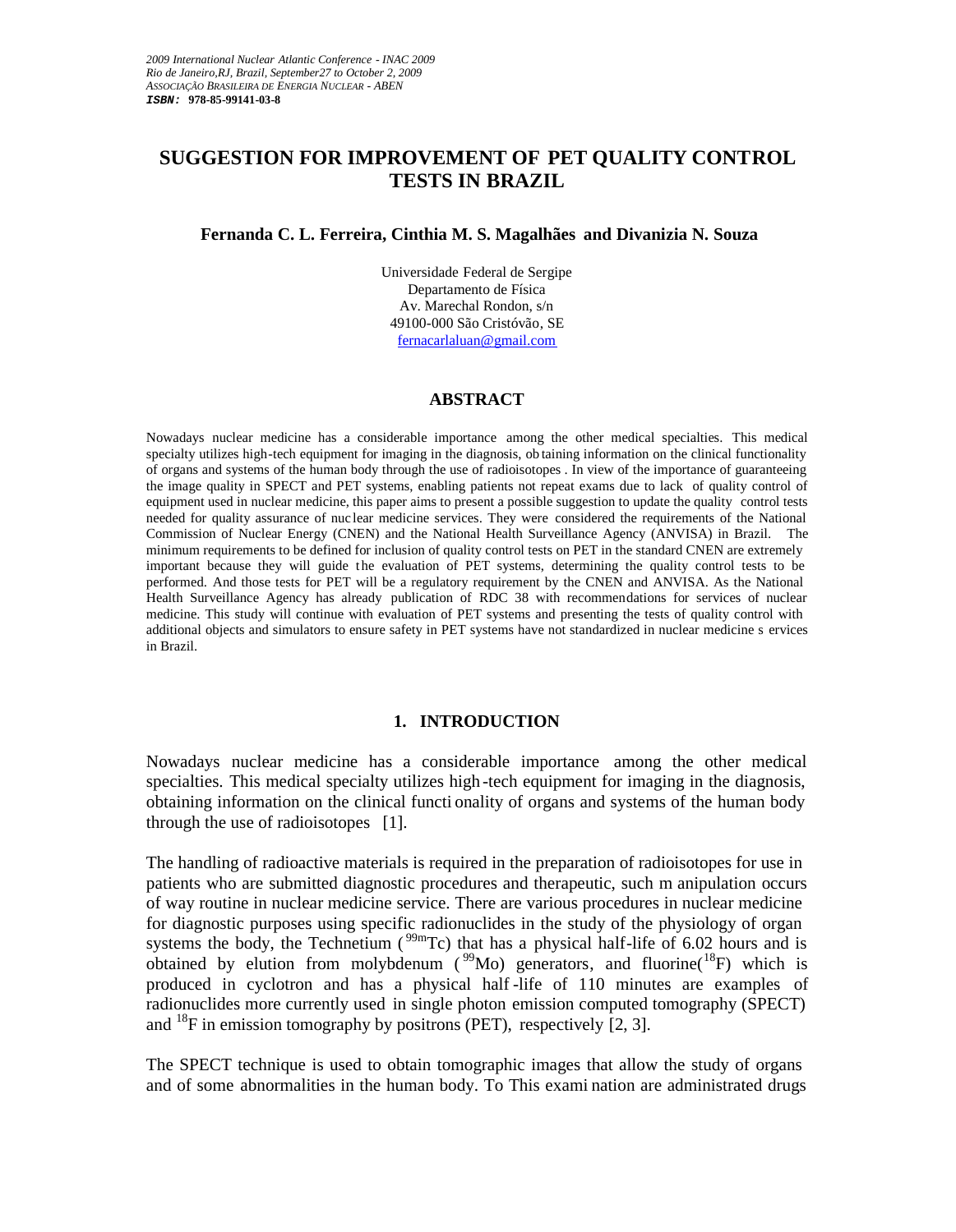*2009 International Nuclear Atlantic Conference - INAC 2009*
*Rio de Janeiro,RJ, Brazil, September27 to October 2, 2009*
*ASSOCIAÇÃO BRASILEIRA DE ENERGIA NUCLEAR - ABEN*
***ISBN:* 978-85-99141-03-8**

# SUGGESTION FOR IMPROVEMENT OF PET QUALITY CONTROL TESTS IN BRAZIL

**Fernanda C. L. Ferreira, Cinthia M. S. Magalhães and Divanizia N. Souza**

Universidade Federal de Sergipe
Departamento de Física
Av. Marechal Rondon, s/n
49100-000 São Cristóvão, SE
fernacarlaluan@gmail.com

## ABSTRACT

Nowadays nuclear medicine has a considerable importance among the other medical specialties. This medical specialty utilizes high-tech equipment for imaging in the diagnosis, obtaining information on the clinical functionality of organs and systems of the human body through the use of radioisotopes . In view of the importance of guaranteeing the image quality in SPECT and PET systems, enabling patients not repeat exams due to lack of quality control of equipment used in nuclear medicine, this paper aims to present a possible suggestion to update the quality control tests needed for quality assurance of nuclear medicine services. They were considered the requirements of the National Commission of Nuclear Energy (CNEN) and the National Health Surveillance Agency (ANVISA) in Brazil. The minimum requirements to be defined for inclusion of quality control tests on PET in the standard CNEN are extremely important because they will guide the evaluation of PET systems, determining the quality control tests to be performed. And those tests for PET will be a regulatory requirement by the CNEN and ANVISA. As the National Health Surveillance Agency has already publication of RDC 38 with recommendations for services of nuclear medicine. This study will continue with evaluation of PET systems and presenting the tests of quality control with additional objects and simulators to ensure safety in PET systems have not standardized in nuclear medicine services in Brazil.

## 1. INTRODUCTION

Nowadays nuclear medicine has a considerable importance among the other medical specialties. This medical specialty utilizes high-tech equipment for imaging in the diagnosis, obtaining information on the clinical functionality of organs and systems of the human body through the use of radioisotopes [1].

The handling of radioactive materials is required in the preparation of radioisotopes for use in patients who are submitted diagnostic procedures and therapeutic, such manipulation occurs of way routine in nuclear medicine service. There are various procedures in nuclear medicine for diagnostic purposes using specific radionuclides in the study of the physiology of organ systems the body, the Technetium ($^{99m}$Tc) that has a physical half-life of 6.02 hours and is obtained by elution from molybdenum ($^{99}$Mo) generators, and fluorine($^{18}$F) which is produced in cyclotron and has a physical half-life of 110 minutes are examples of radionuclides more currently used in single photon emission computed tomography (SPECT) and $^{18}$F in emission tomography by positrons (PET), respectively [2, 3].

The SPECT technique is used to obtain tomographic images that allow the study of organs and of some abnormalities in the human body. To This examination are administrated drugs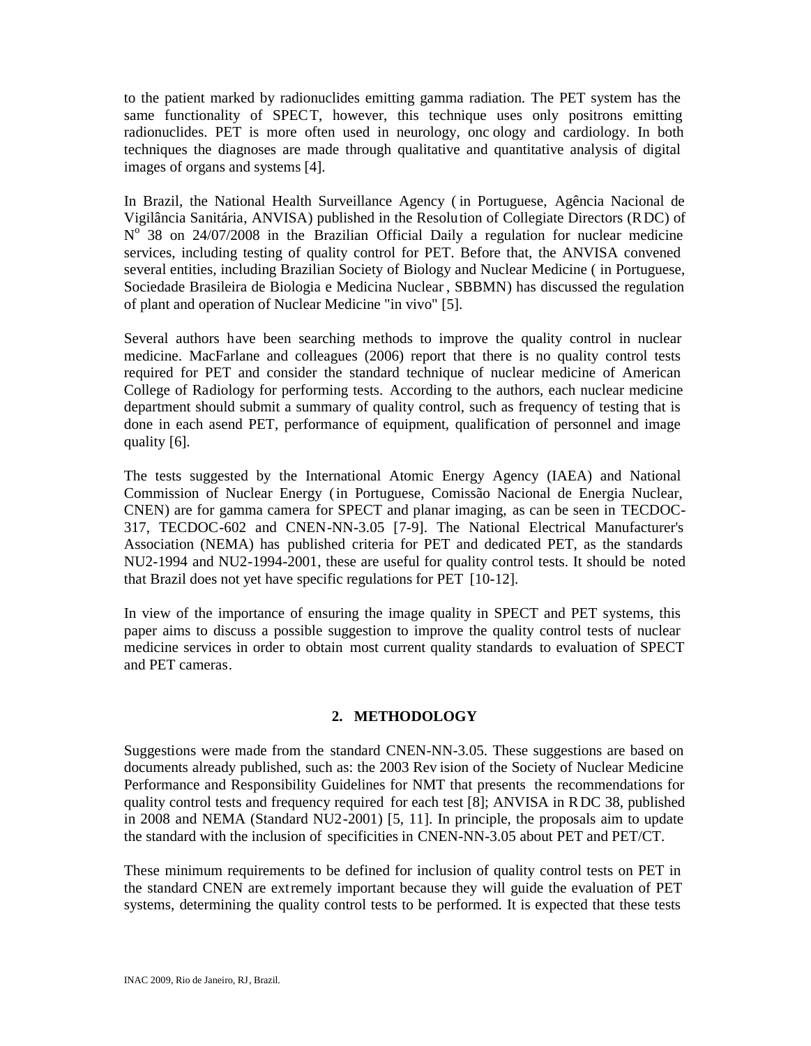to the patient marked by radionuclides emitting gamma radiation. The PET system has the same functionality of SPECT, however, this technique uses only positrons emitting radionuclides. PET is more often used in neurology, onc ology and cardiology. In both techniques the diagnoses are made through qualitative and quantitative analysis of digital images of organs and systems [4].

In Brazil, the National Health Surveillance Agency ( in Portuguese, Agência Nacional de Vigilância Sanitária, ANVISA) published in the Resolution of Collegiate Directors (RDC) of N$^{o}$ 38 on 24/07/2008 in the Brazilian Official Daily a regulation for nuclear medicine services, including testing of quality control for PET. Before that, the ANVISA convened several entities, including Brazilian Society of Biology and Nuclear Medicine ( in Portuguese, Sociedade Brasileira de Biologia e Medicina Nuclear , SBBMN) has discussed the regulation of plant and operation of Nuclear Medicine "in vivo" [5].

Several authors have been searching methods to improve the quality control in nuclear medicine. MacFarlane and colleagues (2006) report that there is no quality control tests required for PET and consider the standard technique of nuclear medicine of American College of Radiology for performing tests. According to the authors, each nuclear medicine department should submit a summary of quality control, such as frequency of testing that is done in each asend PET, performance of equipment, qualification of personnel and image quality [6].

The tests suggested by the International Atomic Energy Agency (IAEA) and National Commission of Nuclear Energy ( in Portuguese, Comissão Nacional de Energia Nuclear, CNEN) are for gamma camera for SPECT and planar imaging, as can be seen in TECDOC-317, TECDOC-602 and CNEN-NN-3.05 [7-9]. The National Electrical Manufacturer's Association (NEMA) has published criteria for PET and dedicated PET, as the standards NU2-1994 and NU2-1994-2001, these are useful for quality control tests. It should be noted that Brazil does not yet have specific regulations for PET [10-12].

In view of the importance of ensuring the image quality in SPECT and PET systems, this paper aims to discuss a possible suggestion to improve the quality control tests of nuclear medicine services in order to obtain most current quality standards to evaluation of SPECT and PET cameras.

## 2. METHODOLOGY

Suggestions were made from the standard CNEN-NN-3.05. These suggestions are based on documents already published, such as: the 2003 Rev ision of the Society of Nuclear Medicine Performance and Responsibility Guidelines for NMT that presents the recommendations for quality control tests and frequency required for each test [8]; ANVISA in RDC 38, published in 2008 and NEMA (Standard NU2-2001) [5, 11]. In principle, the proposals aim to update the standard with the inclusion of specificities in CNEN-NN-3.05 about PET and PET/CT.

These minimum requirements to be defined for inclusion of quality control tests on PET in the standard CNEN are extremely important because they will guide the evaluation of PET systems, determining the quality control tests to be performed. It is expected that these tests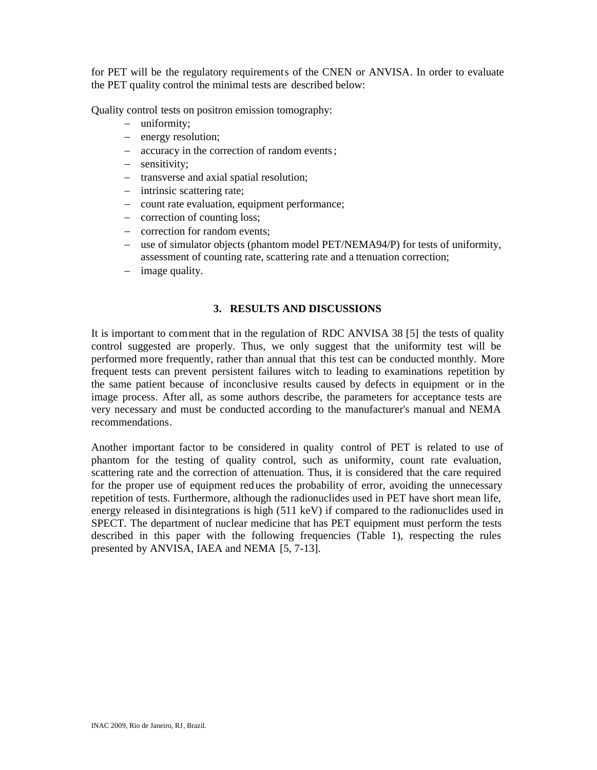for PET will be the regulatory requirements of the CNEN or ANVISA. In order to evaluate the PET quality control the minimal tests are described below:

Quality control tests on positron emission tomography:

- uniformity;
- energy resolution;
- accuracy in the correction of random events;
- sensitivity;
- transverse and axial spatial resolution;
- intrinsic scattering rate;
- count rate evaluation, equipment performance;
- correction of counting loss;
- correction for random events;
- use of simulator objects (phantom model PET/NEMA94/P) for tests of uniformity, assessment of counting rate, scattering rate and attenuation correction;
- image quality.

## 3. RESULTS AND DISCUSSIONS

It is important to comment that in the regulation of RDC ANVISA 38 [5] the tests of quality control suggested are properly. Thus, we only suggest that the uniformity test will be performed more frequently, rather than annual that this test can be conducted monthly. More frequent tests can prevent persistent failures witch to leading to examinations repetition by the same patient because of inconclusive results caused by defects in equipment or in the image process. After all, as some authors describe, the parameters for acceptance tests are very necessary and must be conducted according to the manufacturer's manual and NEMA recommendations.

Another important factor to be considered in quality control of PET is related to use of phantom for the testing of quality control, such as uniformity, count rate evaluation, scattering rate and the correction of attenuation. Thus, it is considered that the care required for the proper use of equipment reduces the probability of error, avoiding the unnecessary repetition of tests. Furthermore, although the radionuclides used in PET have short mean life, energy released in disintegrations is high (511 keV) if compared to the radionuclides used in SPECT. The department of nuclear medicine that has PET equipment must perform the tests described in this paper with the following frequencies (Table 1), respecting the rules presented by ANVISA, IAEA and NEMA [5, 7-13].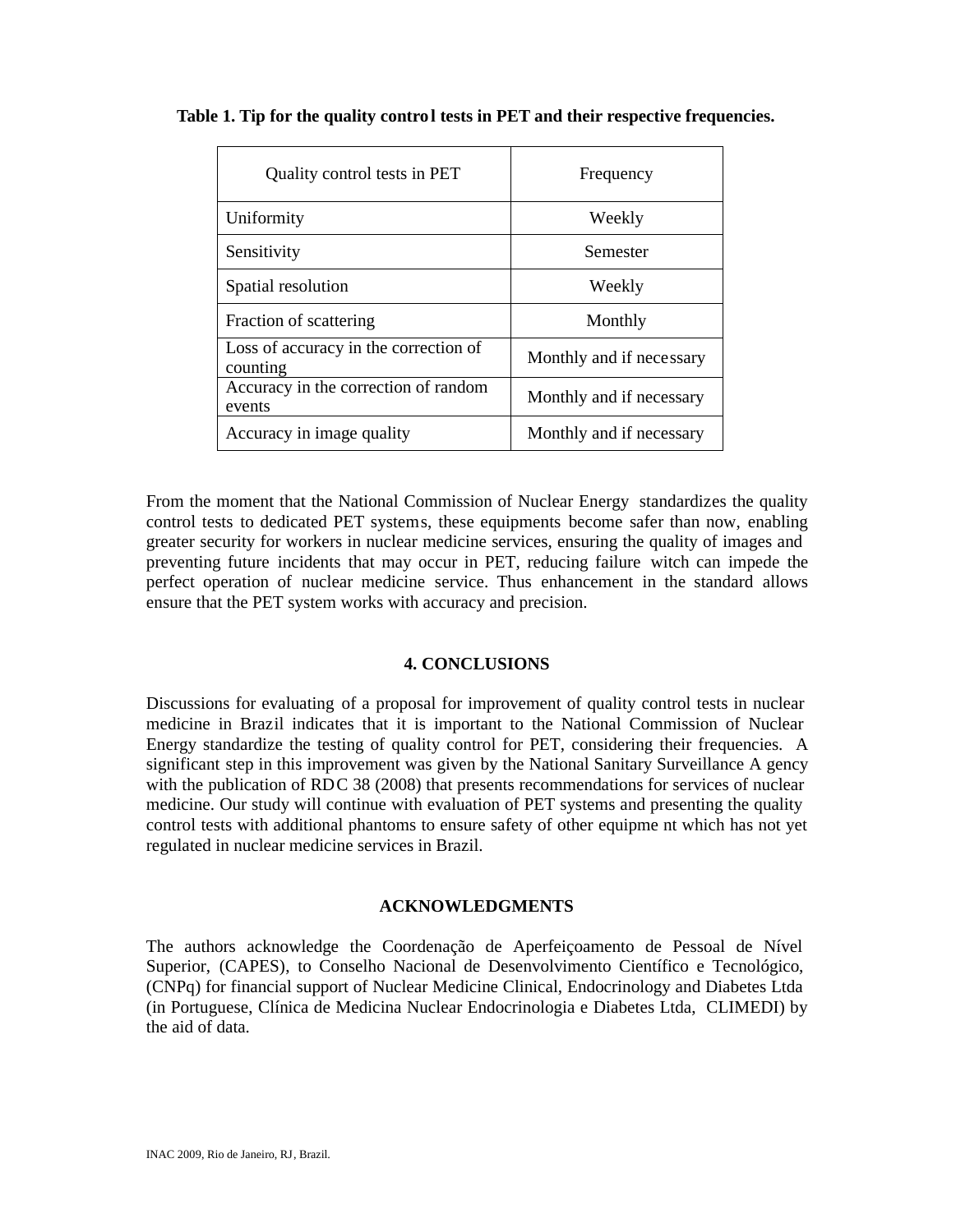**Table 1. Tip for the quality control tests in PET and their respective frequencies.**

| Quality control tests in PET | Frequency |
|---|---|
| Uniformity | Weekly |
| Sensitivity | Semester |
| Spatial resolution | Weekly |
| Fraction of scattering | Monthly |
| Loss of accuracy in the correction of counting | Monthly and if necessary |
| Accuracy in the correction of random events | Monthly and if necessary |
| Accuracy in image quality | Monthly and if necessary |

From the moment that the National Commission of Nuclear Energy standardizes the quality control tests to dedicated PET systems, these equipments become safer than now, enabling greater security for workers in nuclear medicine services, ensuring the quality of images and preventing future incidents that may occur in PET, reducing failure witch can impede the perfect operation of nuclear medicine service. Thus enhancement in the standard allows ensure that the PET system works with accuracy and precision.

## 4. CONCLUSIONS

Discussions for evaluating of a proposal for improvement of quality control tests in nuclear medicine in Brazil indicates that it is important to the National Commission of Nuclear Energy standardize the testing of quality control for PET, considering their frequencies. A significant step in this improvement was given by the National Sanitary Surveillance A gency with the publication of RDC 38 (2008) that presents recommendations for services of nuclear medicine. Our study will continue with evaluation of PET systems and presenting the quality control tests with additional phantoms to ensure safety of other equipme nt which has not yet regulated in nuclear medicine services in Brazil.

## ACKNOWLEDGMENTS

The authors acknowledge the Coordenação de Aperfeiçoamento de Pessoal de Nível Superior, (CAPES), to Conselho Nacional de Desenvolvimento Científico e Tecnológico, (CNPq) for financial support of Nuclear Medicine Clinical, Endocrinology and Diabetes Ltda (in Portuguese, Clínica de Medicina Nuclear Endocrinologia e Diabetes Ltda, CLIMEDI) by the aid of data.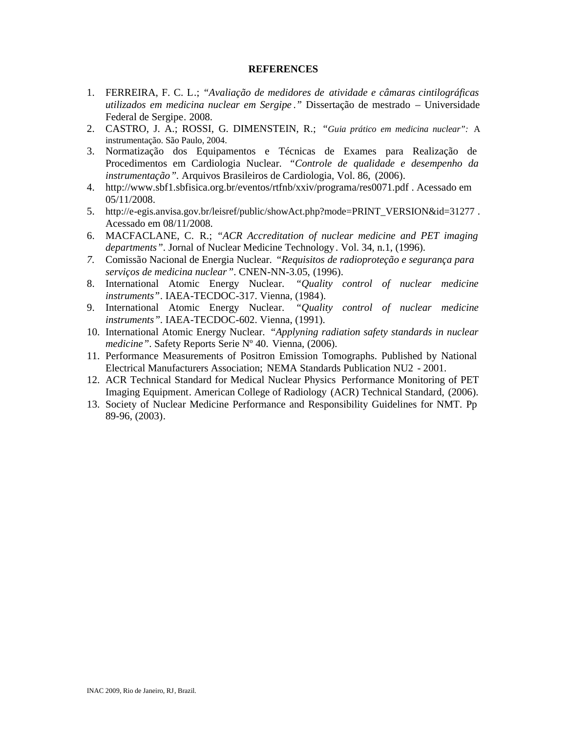## REFERENCES

1. FERREIRA, F. C. L.; *"Avaliação de medidores de atividade e câmaras cintilográficas utilizados em medicina nuclear em Sergipe."* Dissertação de mestrado – Universidade Federal de Sergipe. 2008.
2. CASTRO, J. A.; ROSSI, G. DIMENSTEIN, R.; *"Guia prático em medicina nuclear":* A instrumentação. São Paulo, 2004.
3. Normatização dos Equipamentos e Técnicas de Exames para Realização de Procedimentos em Cardiologia Nuclear. *"Controle de qualidade e desempenho da instrumentação".* Arquivos Brasileiros de Cardiologia, Vol. 86, (2006).
4. http://www.sbf1.sbfisica.org.br/eventos/rtfnb/xxiv/programa/res0071.pdf . Acessado em 05/11/2008.
5. http://e-egis.anvisa.gov.br/leisref/public/showAct.php?mode=PRINT_VERSION&id=31277 . Acessado em 08/11/2008.
6. MACFACLANE, C. R.; *"ACR Accreditation of nuclear medicine and PET imaging departments".* Jornal of Nuclear Medicine Technology. Vol. 34, n.1, (1996).
7. Comissão Nacional de Energia Nuclear. *"Requisitos de radioproteção e segurança para serviços de medicina nuclear".* CNEN-NN-3.05, (1996).
8. International Atomic Energy Nuclear. *"Quality control of nuclear medicine instruments".* IAEA-TECDOC-317. Vienna, (1984).
9. International Atomic Energy Nuclear. *"Quality control of nuclear medicine instruments".* IAEA-TECDOC-602. Vienna, (1991).
10. International Atomic Energy Nuclear. *"Applyning radiation safety standards in nuclear medicine".* Safety Reports Serie Nº 40. Vienna, (2006).
11. Performance Measurements of Positron Emission Tomographs. Published by National Electrical Manufacturers Association; NEMA Standards Publication NU2 - 2001.
12. ACR Technical Standard for Medical Nuclear Physics Performance Monitoring of PET Imaging Equipment. American College of Radiology (ACR) Technical Standard, (2006).
13. Society of Nuclear Medicine Performance and Responsibility Guidelines for NMT. Pp 89-96, (2003).